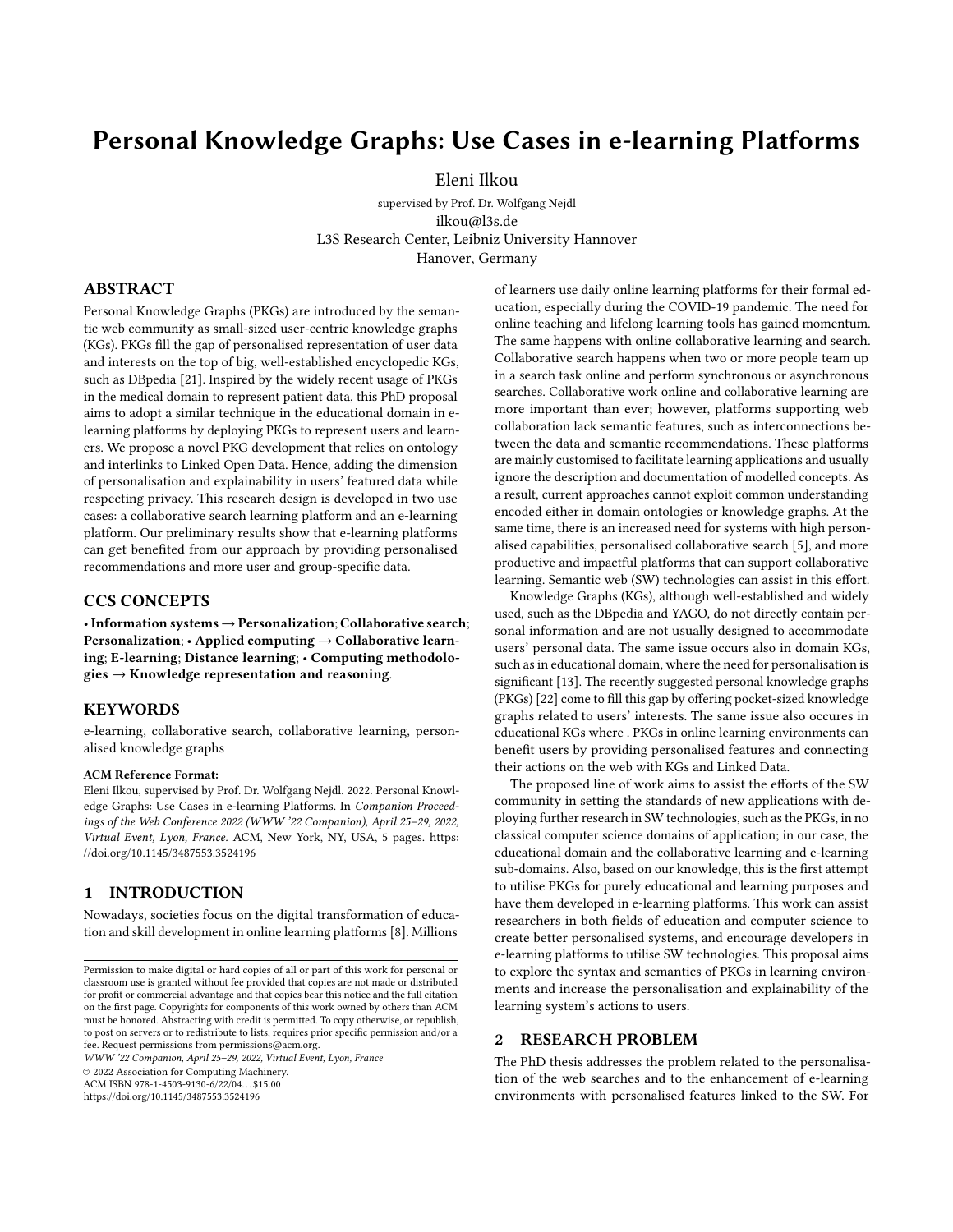# Personal Knowledge Graphs: Use Cases in e-learning Platforms

Eleni Ilkou

supervised by Prof. Dr. Wolfgang Nejdl

ilkou@l3s.de

L3S Research Center, Leibniz University Hannover

Hanover, Germany

## ABSTRACT

Personal Knowledge Graphs (PKGs) are introduced by the semantic web community as small-sized user-centric knowledge graphs (KGs). PKGs fill the gap of personalised representation of user data and interests on the top of big, well-established encyclopedic KGs, such as DBpedia [21]. Inspired by the widely recent usage of PKGs in the medical domain to represent patient data, this PhD proposal aims to adopt a similar technique in the educational domain in e-learning platforms by deploying PKGs to represent users and learners. We propose a novel PKG development that relies on ontology and interlinks to Linked Open Data. Hence, adding the dimension of personalisation and explainability in users' featured data while respecting privacy. This research design is developed in two use cases: a collaborative search learning platform and an e-learning platform. Our preliminary results show that e-learning platforms can get benefited from our approach by providing personalised recommendations and more user and group-specific data.

## CCS CONCEPTS

• **Information systems → Personalization**; **Collaborative search**; **Personalization**; • **Applied computing → Collaborative learning**; **E-learning**; **Distance learning**; • **Computing methodologies → Knowledge representation and reasoning**.

## KEYWORDS

e-learning, collaborative search, collaborative learning, personalised knowledge graphs

**ACM Reference Format:**

Eleni Ilkou, supervised by Prof. Dr. Wolfgang Nejdl. 2022. Personal Knowledge Graphs: Use Cases in e-learning Platforms. In *Companion Proceedings of the Web Conference 2022 (WWW '22 Companion), April 25–29, 2022, Virtual Event, Lyon, France.* ACM, New York, NY, USA, 5 pages. https://doi.org/10.1145/3487553.3524196

## 1 INTRODUCTION

Nowadays, societies focus on the digital transformation of education and skill development in online learning platforms [8]. Millions of learners use daily online learning platforms for their formal education, especially during the COVID-19 pandemic. The need for online teaching and lifelong learning tools has gained momentum. The same happens with online collaborative learning and search. Collaborative search happens when two or more people team up in a search task online and perform synchronous or asynchronous searches. Collaborative work online and collaborative learning are more important than ever; however, platforms supporting web collaboration lack semantic features, such as interconnections between the data and semantic recommendations. These platforms are mainly customised to facilitate learning applications and usually ignore the description and documentation of modelled concepts. As a result, current approaches cannot exploit common understanding encoded either in domain ontologies or knowledge graphs. At the same time, there is an increased need for systems with high personalised capabilities, personalised collaborative search [5], and more productive and impactful platforms that can support collaborative learning. Semantic web (SW) technologies can assist in this effort.

Knowledge Graphs (KGs), although well-established and widely used, such as the DBpedia and YAGO, do not directly contain personal information and are not usually designed to accommodate users' personal data. The same issue occurs also in domain KGs, such as in educational domain, where the need for personalisation is significant [13]. The recently suggested personal knowledge graphs (PKGs) [22] come to fill this gap by offering pocket-sized knowledge graphs related to users' interests. The same issue also occures in educational KGs where . PKGs in online learning environments can benefit users by providing personalised features and connecting their actions on the web with KGs and Linked Data.

The proposed line of work aims to assist the efforts of the SW community in setting the standards of new applications with deploying further research in SW technologies, such as the PKGs, in no classical computer science domains of application; in our case, the educational domain and the collaborative learning and e-learning sub-domains. Also, based on our knowledge, this is the first attempt to utilise PKGs for purely educational and learning purposes and have them developed in e-learning platforms. This work can assist researchers in both fields of education and computer science to create better personalised systems, and encourage developers in e-learning platforms to utilise SW technologies. This proposal aims to explore the syntax and semantics of PKGs in learning environments and increase the personalisation and explainability of the learning system's actions to users.

## 2 RESEARCH PROBLEM

The PhD thesis addresses the problem related to the personalisation of the web searches and to the enhancement of e-learning environments with personalised features linked to the SW. For

---

Permission to make digital or hard copies of all or part of this work for personal or classroom use is granted without fee provided that copies are not made or distributed for profit or commercial advantage and that copies bear this notice and the full citation on the first page. Copyrights for components of this work owned by others than ACM must be honored. Abstracting with credit is permitted. To copy otherwise, or republish, to post on servers or to redistribute to lists, requires prior specific permission and/or a fee. Request permissions from permissions@acm.org.

*WWW '22 Companion, April 25–29, 2022, Virtual Event, Lyon, France*

© 2022 Association for Computing Machinery.

ACM ISBN 978-1-4503-9130-6/22/04…$15.00

https://doi.org/10.1145/3487553.3524196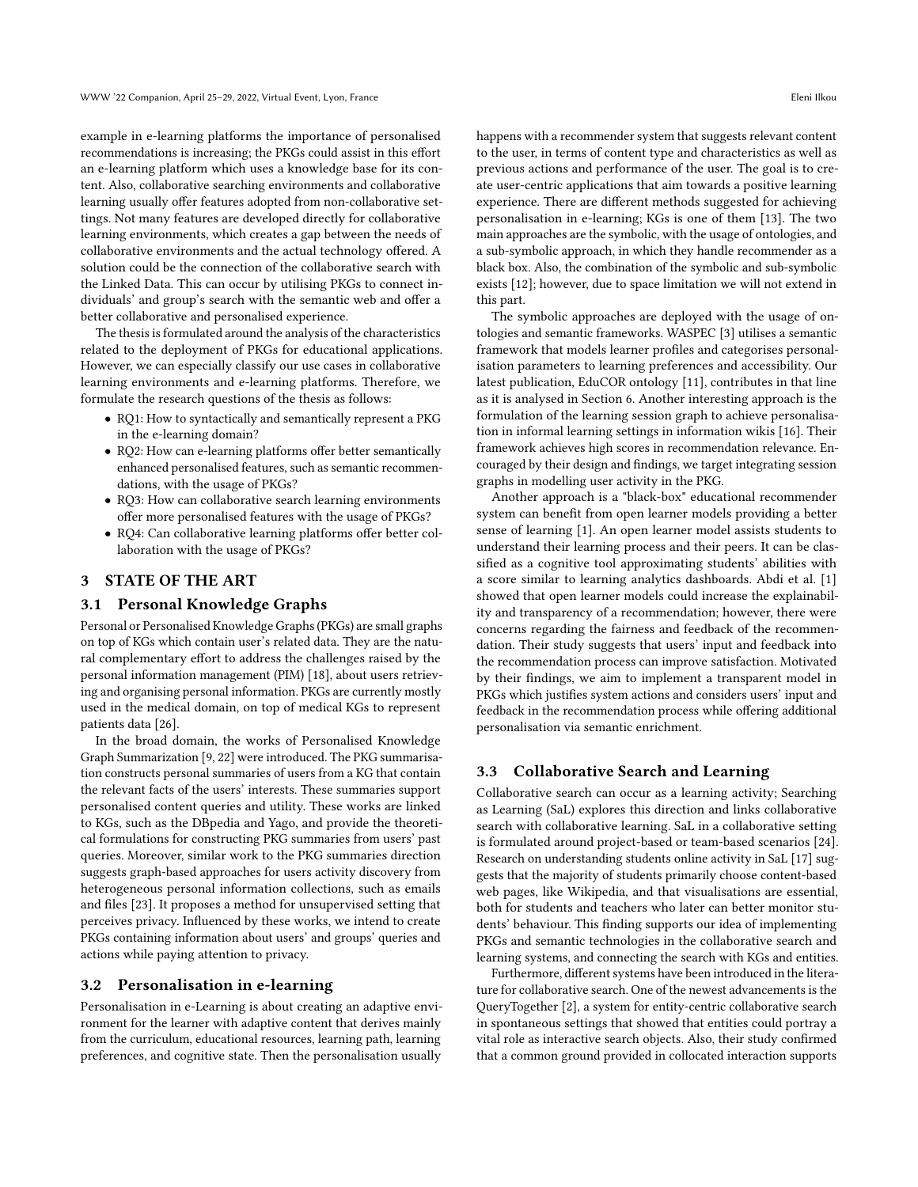example in e-learning platforms the importance of personalised recommendations is increasing; the PKGs could assist in this effort an e-learning platform which uses a knowledge base for its content. Also, collaborative searching environments and collaborative learning usually offer features adopted from non-collaborative settings. Not many features are developed directly for collaborative learning environments, which creates a gap between the needs of collaborative environments and the actual technology offered. A solution could be the connection of the collaborative search with the Linked Data. This can occur by utilising PKGs to connect individuals' and group's search with the semantic web and offer a better collaborative and personalised experience.

The thesis is formulated around the analysis of the characteristics related to the deployment of PKGs for educational applications. However, we can especially classify our use cases in collaborative learning environments and e-learning platforms. Therefore, we formulate the research questions of the thesis as follows:

- RQ1: How to syntactically and semantically represent a PKG in the e-learning domain?
- RQ2: How can e-learning platforms offer better semantically enhanced personalised features, such as semantic recommendations, with the usage of PKGs?
- RQ3: How can collaborative search learning environments offer more personalised features with the usage of PKGs?
- RQ4: Can collaborative learning platforms offer better collaboration with the usage of PKGs?

## 3 STATE OF THE ART

### 3.1 Personal Knowledge Graphs

Personal or Personalised Knowledge Graphs (PKGs) are small graphs on top of KGs which contain user's related data. They are the natural complementary effort to address the challenges raised by the personal information management (PIM) [18], about users retrieving and organising personal information. PKGs are currently mostly used in the medical domain, on top of medical KGs to represent patients data [26].

In the broad domain, the works of Personalised Knowledge Graph Summarization [9, 22] were introduced. The PKG summarisation constructs personal summaries of users from a KG that contain the relevant facts of the users' interests. These summaries support personalised content queries and utility. These works are linked to KGs, such as the DBpedia and Yago, and provide the theoretical formulations for constructing PKG summaries from users' past queries. Moreover, similar work to the PKG summaries direction suggests graph-based approaches for users activity discovery from heterogeneous personal information collections, such as emails and files [23]. It proposes a method for unsupervised setting that perceives privacy. Influenced by these works, we intend to create PKGs containing information about users' and groups' queries and actions while paying attention to privacy.

### 3.2 Personalisation in e-learning

Personalisation in e-Learning is about creating an adaptive environment for the learner with adaptive content that derives mainly from the curriculum, educational resources, learning path, learning preferences, and cognitive state. Then the personalisation usually happens with a recommender system that suggests relevant content to the user, in terms of content type and characteristics as well as previous actions and performance of the user. The goal is to create user-centric applications that aim towards a positive learning experience. There are different methods suggested for achieving personalisation in e-learning; KGs is one of them [13]. The two main approaches are the symbolic, with the usage of ontologies, and a sub-symbolic approach, in which they handle recommender as a black box. Also, the combination of the symbolic and sub-symbolic exists [12]; however, due to space limitation we will not extend in this part.

The symbolic approaches are deployed with the usage of ontologies and semantic frameworks. WASPEC [3] utilises a semantic framework that models learner profiles and categorises personalisation parameters to learning preferences and accessibility. Our latest publication, EduCOR ontology [11], contributes in that line as it is analysed in Section 6. Another interesting approach is the formulation of the learning session graph to achieve personalisation in informal learning settings in information wikis [16]. Their framework achieves high scores in recommendation relevance. Encouraged by their design and findings, we target integrating session graphs in modelling user activity in the PKG.

Another approach is a "black-box" educational recommender system can benefit from open learner models providing a better sense of learning [1]. An open learner model assists students to understand their learning process and their peers. It can be classified as a cognitive tool approximating students' abilities with a score similar to learning analytics dashboards. Abdi et al. [1] showed that open learner models could increase the explainability and transparency of a recommendation; however, there were concerns regarding the fairness and feedback of the recommendation. Their study suggests that users' input and feedback into the recommendation process can improve satisfaction. Motivated by their findings, we aim to implement a transparent model in PKGs which justifies system actions and considers users' input and feedback in the recommendation process while offering additional personalisation via semantic enrichment.

### 3.3 Collaborative Search and Learning

Collaborative search can occur as a learning activity; Searching as Learning (SaL) explores this direction and links collaborative search with collaborative learning. SaL in a collaborative setting is formulated around project-based or team-based scenarios [24]. Research on understanding students online activity in SaL [17] suggests that the majority of students primarily choose content-based web pages, like Wikipedia, and that visualisations are essential, both for students and teachers who later can better monitor students' behaviour. This finding supports our idea of implementing PKGs and semantic technologies in the collaborative search and learning systems, and connecting the search with KGs and entities.

Furthermore, different systems have been introduced in the literature for collaborative search. One of the newest advancements is the QueryTogether [2], a system for entity-centric collaborative search in spontaneous settings that showed that entities could portray a vital role as interactive search objects. Also, their study confirmed that a common ground provided in collocated interaction supports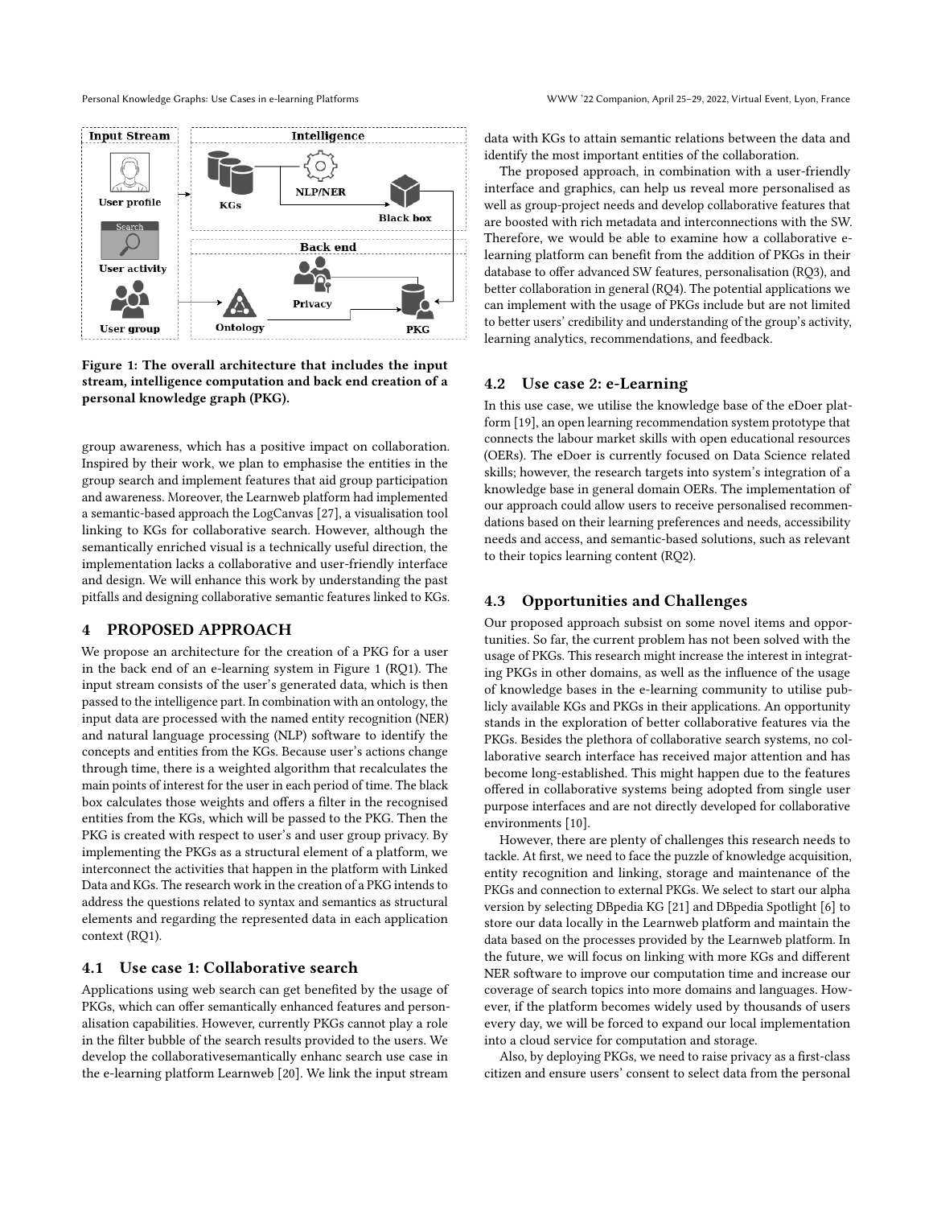Figure 1: The overall architecture that includes the input stream, intelligence computation and back end creation of a personal knowledge graph (PKG).

group awareness, which has a positive impact on collaboration. Inspired by their work, we plan to emphasise the entities in the group search and implement features that aid group participation and awareness. Moreover, the Learnweb platform had implemented a semantic-based approach the LogCanvas [27], a visualisation tool linking to KGs for collaborative search. However, although the semantically enriched visual is a technically useful direction, the implementation lacks a collaborative and user-friendly interface and design. We will enhance this work by understanding the past pitfalls and designing collaborative semantic features linked to KGs.

## 4 PROPOSED APPROACH

We propose an architecture for the creation of a PKG for a user in the back end of an e-learning system in Figure 1 (RQ1). The input stream consists of the user's generated data, which is then passed to the intelligence part. In combination with an ontology, the input data are processed with the named entity recognition (NER) and natural language processing (NLP) software to identify the concepts and entities from the KGs. Because user's actions change through time, there is a weighted algorithm that recalculates the main points of interest for the user in each period of time. The black box calculates those weights and offers a filter in the recognised entities from the KGs, which will be passed to the PKG. Then the PKG is created with respect to user's and user group privacy. By implementing the PKGs as a structural element of a platform, we interconnect the activities that happen in the platform with Linked Data and KGs. The research work in the creation of a PKG intends to address the questions related to syntax and semantics as structural elements and regarding the represented data in each application context (RQ1).

### 4.1 Use case 1: Collaborative search

Applications using web search can get benefited by the usage of PKGs, which can offer semantically enhanced features and personalisation capabilities. However, currently PKGs cannot play a role in the filter bubble of the search results provided to the users. We develop the collaborativesemantically enhanc search use case in the e-learning platform Learnweb [20]. We link the input stream data with KGs to attain semantic relations between the data and identify the most important entities of the collaboration.

The proposed approach, in combination with a user-friendly interface and graphics, can help us reveal more personalised as well as group-project needs and develop collaborative features that are boosted with rich metadata and interconnections with the SW. Therefore, we would be able to examine how a collaborative e-learning platform can benefit from the addition of PKGs in their database to offer advanced SW features, personalisation (RQ3), and better collaboration in general (RQ4). The potential applications we can implement with the usage of PKGs include but are not limited to better users' credibility and understanding of the group's activity, learning analytics, recommendations, and feedback.

### 4.2 Use case 2: e-Learning

In this use case, we utilise the knowledge base of the eDoer platform [19], an open learning recommendation system prototype that connects the labour market skills with open educational resources (OERs). The eDoer is currently focused on Data Science related skills; however, the research targets into system's integration of a knowledge base in general domain OERs. The implementation of our approach could allow users to receive personalised recommendations based on their learning preferences and needs, accessibility needs and access, and semantic-based solutions, such as relevant to their topics learning content (RQ2).

### 4.3 Opportunities and Challenges

Our proposed approach subsist on some novel items and opportunities. So far, the current problem has not been solved with the usage of PKGs. This research might increase the interest in integrating PKGs in other domains, as well as the influence of the usage of knowledge bases in the e-learning community to utilise publicly available KGs and PKGs in their applications. An opportunity stands in the exploration of better collaborative features via the PKGs. Besides the plethora of collaborative search systems, no collaborative search interface has received major attention and has become long-established. This might happen due to the features offered in collaborative systems being adopted from single user purpose interfaces and are not directly developed for collaborative environments [10].

However, there are plenty of challenges this research needs to tackle. At first, we need to face the puzzle of knowledge acquisition, entity recognition and linking, storage and maintenance of the PKGs and connection to external PKGs. We select to start our alpha version by selecting DBpedia KG [21] and DBpedia Spotlight [6] to store our data locally in the Learnweb platform and maintain the data based on the processes provided by the Learnweb platform. In the future, we will focus on linking with more KGs and different NER software to improve our computation time and increase our coverage of search topics into more domains and languages. However, if the platform becomes widely used by thousands of users every day, we will be forced to expand our local implementation into a cloud service for computation and storage.

Also, by deploying PKGs, we need to raise privacy as a first-class citizen and ensure users' consent to select data from the personal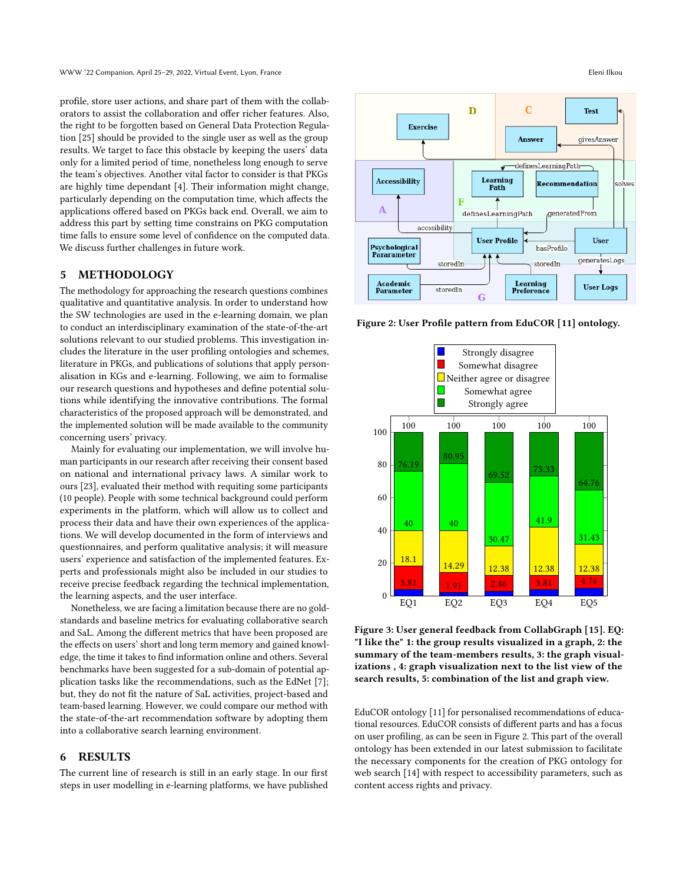profile, store user actions, and share part of them with the collaborators to assist the collaboration and offer richer features. Also, the right to be forgotten based on General Data Protection Regulation [25] should be provided to the single user as well as the group results. We target to face this obstacle by keeping the users' data only for a limited period of time, nonetheless long enough to serve the team's objectives. Another vital factor to consider is that PKGs are highly time dependant [4]. Their information might change, particularly depending on the computation time, which affects the applications offered based on PKGs back end. Overall, we aim to address this part by setting time constrains on PKG computation time falls to ensure some level of confidence on the computed data. We discuss further challenges in future work.

## 5 METHODOLOGY

The methodology for approaching the research questions combines qualitative and quantitative analysis. In order to understand how the SW technologies are used in the e-learning domain, we plan to conduct an interdisciplinary examination of the state-of-the-art solutions relevant to our studied problems. This investigation includes the literature in the user profiling ontologies and schemes, literature in PKGs, and publications of solutions that apply personalisation in KGs and e-learning. Following, we aim to formalise our research questions and hypotheses and define potential solutions while identifying the innovative contributions. The formal characteristics of the proposed approach will be demonstrated, and the implemented solution will be made available to the community concerning users' privacy.

Mainly for evaluating our implementation, we will involve human participants in our research after receiving their consent based on national and international privacy laws. A similar work to ours [23], evaluated their method with requiting some participants (10 people). People with some technical background could perform experiments in the platform, which will allow us to collect and process their data and have their own experiences of the applications. We will develop documented in the form of interviews and questionnaires, and perform qualitative analysis; it will measure users' experience and satisfaction of the implemented features. Experts and professionals might also be included in our studies to receive precise feedback regarding the technical implementation, the learning aspects, and the user interface.

Nonetheless, we are facing a limitation because there are no gold-standards and baseline metrics for evaluating collaborative search and SaL. Among the different metrics that have been proposed are the effects on users' short and long term memory and gained knowledge, the time it takes to find information online and others. Several benchmarks have been suggested for a sub-domain of potential application tasks like the recommendations, such as the EdNet [7]; but, they do not fit the nature of SaL activities, project-based and team-based learning. However, we could compare our method with the state-of-the-art recommendation software by adopting them into a collaborative search learning environment.

## 6 RESULTS

The current line of research is still in an early stage. In our first steps in user modelling in e-learning platforms, we have published EduCOR ontology [11] for personalised recommendations of educational resources. EduCOR consists of different parts and has a focus on user profiling, as can be seen in Figure 2. This part of the overall ontology has been extended in our latest submission to facilitate the necessary components for the creation of PKG ontology for web search [14] with respect to accessibility parameters, such as content access rights and privacy.

**Figure 2: User Profile pattern from EduCOR [11] ontology.**

**Figure 3: User general feedback from CollabGraph [15]. EQ: "I like the" 1: the group results visualized in a graph, 2: the summary of the team-members results, 3: the graph visualizations , 4: graph visualization next to the list view of the search results, 5: combination of the list and graph view.**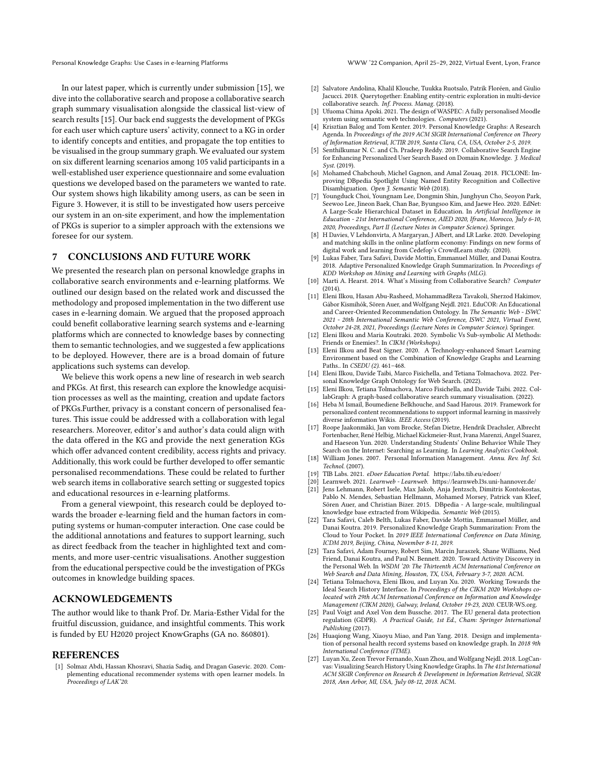In our latest paper, which is currently under submission [15], we dive into the collaborative search and propose a collaborative search graph summary visualisation alongside the classical list-view of search results [15]. Our back end suggests the development of PKGs for each user which capture users' activity, connect to a KG in order to identify concepts and entities, and propagate the top entities to be visualised in the group summary graph. We evaluated our system on six different learning scenarios among 105 valid participants in a well-established user experience questionnaire and some evaluation questions we developed based on the parameters we wanted to rate. Our system shows high likability among users, as can be seen in Figure 3. However, it is still to be investigated how users perceive our system in an on-site experiment, and how the implementation of PKGs is superior to a simpler approach with the extensions we foresee for our system.

## 7 CONCLUSIONS AND FUTURE WORK

We presented the research plan on personal knowledge graphs in collaborative search environments and e-learning platforms. We outlined our design based on the related work and discussed the methodology and proposed implementation in the two different use cases in e-learning domain. We argued that the proposed approach could benefit collaborative learning search systems and e-learning platforms which are connected to knowledge bases by connecting them to semantic technologies, and we suggested a few applications to be deployed. However, there are is a broad domain of future applications such systems can develop.

We believe this work opens a new line of research in web search and PKGs. At first, this research can explore the knowledge acquisition processes as well as the mainting, creation and update factors of PKGs.Further, privacy is a constant concern of personalised features. This issue could be addressed with a collaboration with legal researchers. Moreover, editor's and author's data could align with the data offered in the KG and provide the next generation KGs which offer advanced content credibility, access rights and privacy. Additionally, this work could be further developed to offer semantic personalised recommendations. These could be related to further web search items in collaborative search setting or suggested topics and educational resources in e-learning platforms.

From a general viewpoint, this research could be deployed towards the broader e-learning field and the human factors in computing systems or human-computer interaction. One case could be the additional annotations and features to support learning, such as direct feedback from the teacher in highlighted text and comments, and more user-centric visualisations. Another suggestion from the educational perspective could be the investigation of PKGs outcomes in knowledge building spaces.

## ACKNOWLEDGEMENTS

The author would like to thank Prof. Dr. Maria-Esther Vidal for the fruitful discussion, guidance, and insightful comments. This work is funded by EU H2020 project KnowGraphs (GA no. 860801).

## REFERENCES

[1] Solmaz Abdi, Hassan Khosravi, Shazia Sadiq, and Dragan Gasevic. 2020. Complementing educational recommender systems with open learner models. In *Proceedings of LAK'20.*

[2] Salvatore Andolina, Khalil Klouche, Tuukka Ruotsalo, Patrik Floréen, and Giulio Jacucci. 2018. Querytogether: Enabling entity-centric exploration in multi-device collaborative search. *Inf. Process. Manag.* (2018).

[3] Ufuoma Chima Apoki. 2021. The design of WASPEC: A fully personalised Moodle system using semantic web technologies. *Computers* (2021).

[4] Krisztian Balog and Tom Kenter. 2019. Personal Knowledge Graphs: A Research Agenda. In *Proceedings of the 2019 ACM SIGIR International Conference on Theory of Information Retrieval, ICTIR 2019, Santa Clara, CA, USA, October 2-5, 2019.*

[5] Senthilkumar N. C. and Ch. Pradeep Reddy. 2019. Collaborative Search Engine for Enhancing Personalized User Search Based on Domain Knowledge. *J. Medical Syst.* (2019).

[6] Mohamed Chabchoub, Michel Gagnon, and Amal Zouaq. 2018. FICLONE: Improving DBpedia Spotlight Using Named Entity Recognition and Collective Disambiguation. *Open J. Semantic Web* (2018).

[7] Youngduck Choi, Youngnam Lee, Dongmin Shin, Junghyun Cho, Seoyon Park, Seewoo Lee, Jineon Baek, Chan Bae, Byungsoo Kim, and Jaewe Heo. 2020. EdNet: A Large-Scale Hierarchical Dataset in Education. In *Artificial Intelligence in Education - 21st International Conference, AIED 2020, Ifrane, Morocco, July 6-10, 2020, Proceedings, Part II (Lecture Notes in Computer Science).* Springer.

[8] H Davies, V Lehdonvirta, A Margaryan, J Albert, and LR Larke. 2020. Developing and matching skills in the online platform economy: Findings on new forms of digital work and learning from Cedefop's CrowdLearn study. (2020).

[9] Lukas Faber, Tara Safavi, Davide Mottin, Emmanuel Müller, and Danai Koutra. 2018. Adaptive Personalized Knowledge Graph Summarization. In *Proceedings of KDD Workshop on Mining and Learning with Graphs (MLG).*

[10] Marti A. Hearst. 2014. What's Missing from Collaborative Search? *Computer* (2014).

[11] Eleni Ilkou, Hasan Abu-Rasheed, MohammadReza Tavakoli, Sherzod Hakimov, Gábor Kismihók, Sören Auer, and Wolfgang Nejdl. 2021. EduCOR: An Educational and Career-Oriented Recommendation Ontology. In *The Semantic Web - ISWC 2021 - 20th International Semantic Web Conference, ISWC 2021, Virtual Event, October 24-28, 2021, Proceedings (Lecture Notes in Computer Science).* Springer.

[12] Eleni Ilkou and Maria Koutraki. 2020. Symbolic Vs Sub-symbolic AI Methods: Friends or Enemies?. In *CIKM (Workshops).*

[13] Eleni Ilkou and Beat Signer. 2020. A Technology-enhanced Smart Learning Environment based on the Combination of Knowledge Graphs and Learning Paths.. In *CSEDU (2).* 461–468.

[14] Eleni Ilkou, Davide Taibi, Marco Fisichella, and Tetiana Tolmachova. 2022. Personal Knowledge Graph Ontology for Web Search. (2022).

[15] Eleni Ilkou, Tetiana Tolmachova, Marco Fisichella, and Davide Taibi. 2022. CollabGraph: A graph-based collaborative search summary visualisation. (2022).

[16] Heba M Ismail, Boumediene Belkhouche, and Saad Harous. 2019. Framework for personalized content recommendations to support informal learning in massively diverse information Wikis. *IEEE Access* (2019).

[17] Roope Jaakonmäki, Jan vom Brocke, Stefan Dietze, Hendrik Drachsler, Albrecht Fortenbacher, René Helbig, Michael Kickmeier-Rust, Ivana Marenzi, Angel Suarez, and Haeseon Yun. 2020. Understanding Students' Online Behavior While They Search on the Internet: Searching as Learning. In *Learning Analytics Cookbook.*

[18] William Jones. 2007. Personal Information Management. *Annu. Rev. Inf. Sci. Technol.* (2007).

[19] TIB Labs. 2021. *eDoer Education Portal.* https://labs.tib.eu/edoer/

[20] Learnweb. 2021. *Learnweb - Learnweb.* https://learnweb.l3s.uni-hannover.de/

[21] Jens Lehmann, Robert Isele, Max Jakob, Anja Jentzsch, Dimitris Kontokostas, Pablo N. Mendes, Sebastian Hellmann, Mohamed Morsey, Patrick van Kleef, Sören Auer, and Christian Bizer. 2015. DBpedia - A large-scale, multilingual knowledge base extracted from Wikipedia. *Semantic Web* (2015).

[22] Tara Safavi, Caleb Belth, Lukas Faber, Davide Mottin, Emmanuel Müller, and Danai Koutra. 2019. Personalized Knowledge Graph Summarization: From the Cloud to Your Pocket. In *2019 IEEE International Conference on Data Mining, ICDM 2019, Beijing, China, November 8-11, 2019.*

[23] Tara Safavi, Adam Fourney, Robert Sim, Marcin Juraszek, Shane Williams, Ned Friend, Danai Koutra, and Paul N. Bennett. 2020. Toward Activity Discovery in the Personal Web. In *WSDM '20: The Thirteenth ACM International Conference on Web Search and Data Mining, Houston, TX, USA, February 3-7, 2020.* ACM.

[24] Tetiana Tolmachova, Eleni Ilkou, and Luyan Xu. 2020. Working Towards the Ideal Search History Interface. In *Proceedings of the CIKM 2020 Workshops co-located with 29th ACM International Conference on Information and Knowledge Management (CIKM 2020), Galway, Ireland, October 19-23, 2020.* CEUR-WS.org.

[25] Paul Voigt and Axel Von dem Bussche. 2017. The EU general data protection regulation (GDPR). *A Practical Guide, 1st Ed., Cham: Springer International Publishing* (2017).

[26] Huaqiong Wang, Xiaoyu Miao, and Pan Yang. 2018. Design and implementation of personal health record systems based on knowledge graph. In *2018 9th International Conference (ITME).*

[27] Luyan Xu, Zeon Trevor Fernando, Xuan Zhou, and Wolfgang Nejdl. 2018. LogCanvas: Visualizing Search History Using Knowledge Graphs. In *The 41st International ACM SIGIR Conference on Research & Development in Information Retrieval, SIGIR 2018, Ann Arbor, MI, USA, July 08-12, 2018.* ACM.